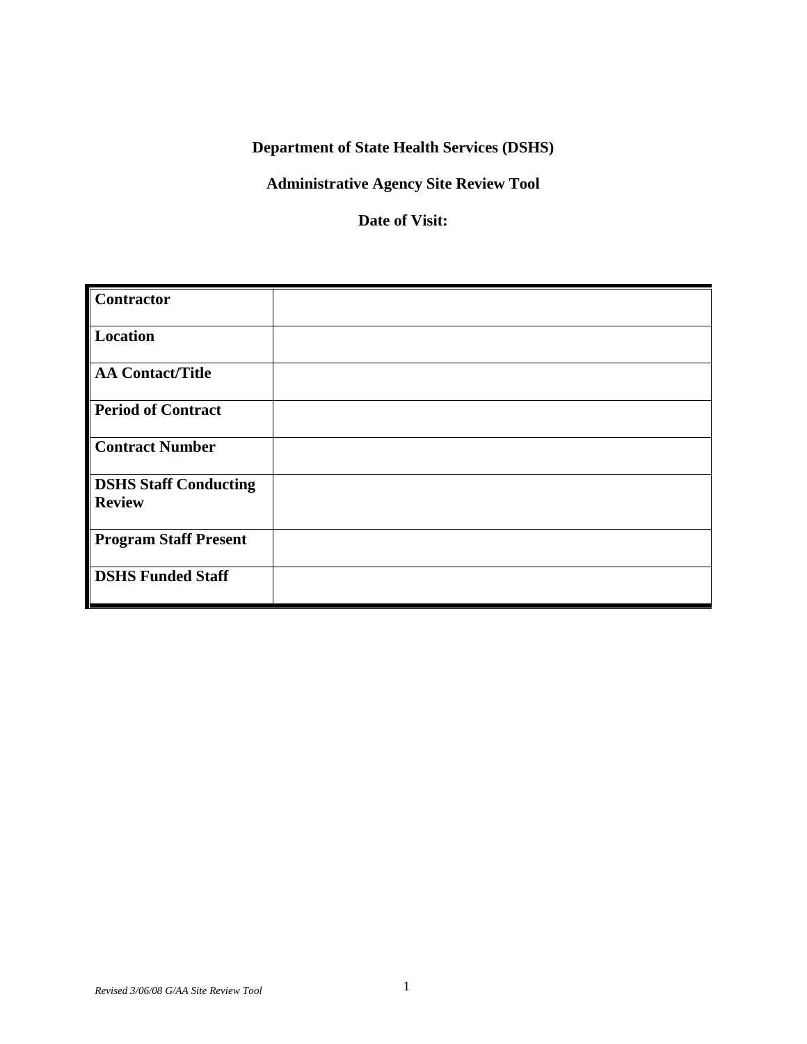**Department of State Health Services (DSHS)**

**Administrative Agency Site Review Tool**

**Date of Visit:**

| | |
|---|---|
| **Contractor** | |
| **Location** | |
| **AA Contact/Title** | |
| **Period of Contract** | |
| **Contract Number** | |
| **DSHS Staff Conducting Review** | |
| **Program Staff Present** | |
| **DSHS Funded Staff** | |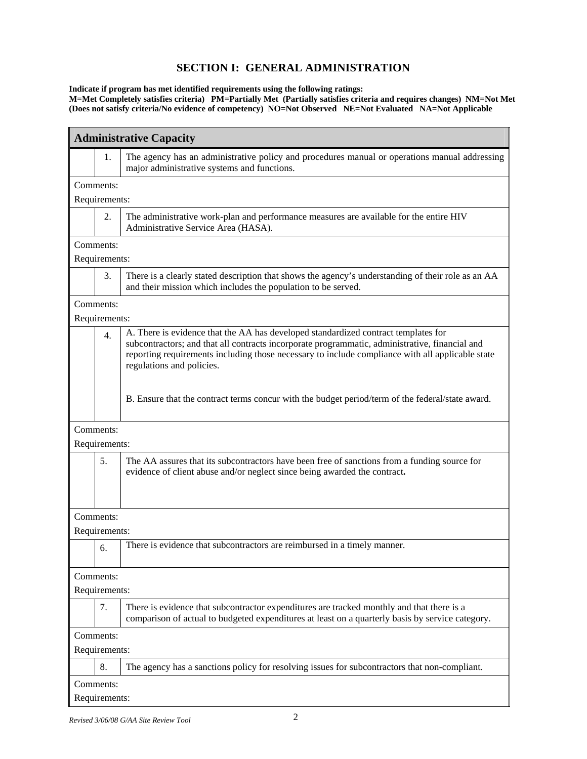# SECTION I: GENERAL ADMINISTRATION

**Indicate if program has met identified requirements using the following ratings:**
**M=Met Completely satisfies criteria) PM=Partially Met (Partially satisfies criteria and requires changes) NM=Not Met (Does not satisfy criteria/No evidence of competency) NO=Not Observed NE=Not Evaluated NA=Not Applicable**

| **Administrative Capacity** | | |
|---|---|---|
| | 1. | The agency has an administrative policy and procedures manual or operations manual addressing major administrative systems and functions. |
| Comments:<br>Requirements: | | |
| | 2. | The administrative work-plan and performance measures are available for the entire HIV Administrative Service Area (HASA). |
| Comments:<br>Requirements: | | |
| | 3. | There is a clearly stated description that shows the agency's understanding of their role as an AA and their mission which includes the population to be served. |
| Comments:<br>Requirements: | | |
| | 4. | A. There is evidence that the AA has developed standardized contract templates for subcontractors; and that all contracts incorporate programmatic, administrative, financial and reporting requirements including those necessary to include compliance with all applicable state regulations and policies.<br><br>B. Ensure that the contract terms concur with the budget period/term of the federal/state award. |
| Comments:<br>Requirements: | | |
| | 5. | The AA assures that its subcontractors have been free of sanctions from a funding source for evidence of client abuse and/or neglect since being awarded the contract**.** |
| Comments:<br>Requirements: | | |
| | 6. | There is evidence that subcontractors are reimbursed in a timely manner. |
| Comments:<br>Requirements: | | |
| | 7. | There is evidence that subcontractor expenditures are tracked monthly and that there is a comparison of actual to budgeted expenditures at least on a quarterly basis by service category. |
| Comments:<br>Requirements: | | |
| | 8. | The agency has a sanctions policy for resolving issues for subcontractors that non-compliant. |
| Comments:<br>Requirements: | | |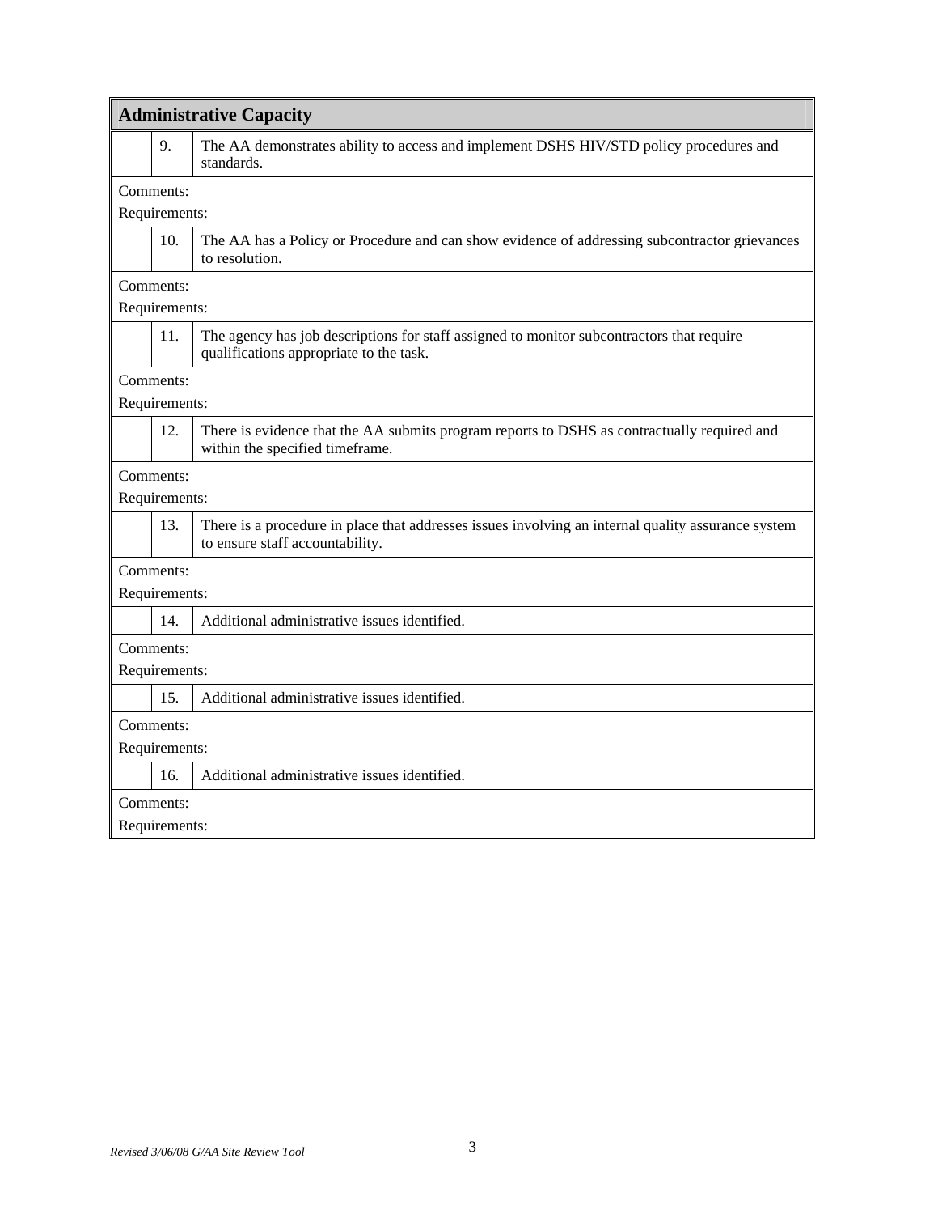| Administrative Capacity | | |
|---|---|---|
| | 9. | The AA demonstrates ability to access and implement DSHS HIV/STD policy procedures and standards. |
| Comments:<br>Requirements: | | |
| | 10. | The AA has a Policy or Procedure and can show evidence of addressing subcontractor grievances to resolution. |
| Comments:<br>Requirements: | | |
| | 11. | The agency has job descriptions for staff assigned to monitor subcontractors that require qualifications appropriate to the task. |
| Comments:<br>Requirements: | | |
| | 12. | There is evidence that the AA submits program reports to DSHS as contractually required and within the specified timeframe. |
| Comments:<br>Requirements: | | |
| | 13. | There is a procedure in place that addresses issues involving an internal quality assurance system to ensure staff accountability. |
| Comments:<br>Requirements: | | |
| | 14. | Additional administrative issues identified. |
| Comments:<br>Requirements: | | |
| | 15. | Additional administrative issues identified. |
| Comments:<br>Requirements: | | |
| | 16. | Additional administrative issues identified. |
| Comments:<br>Requirements: | | |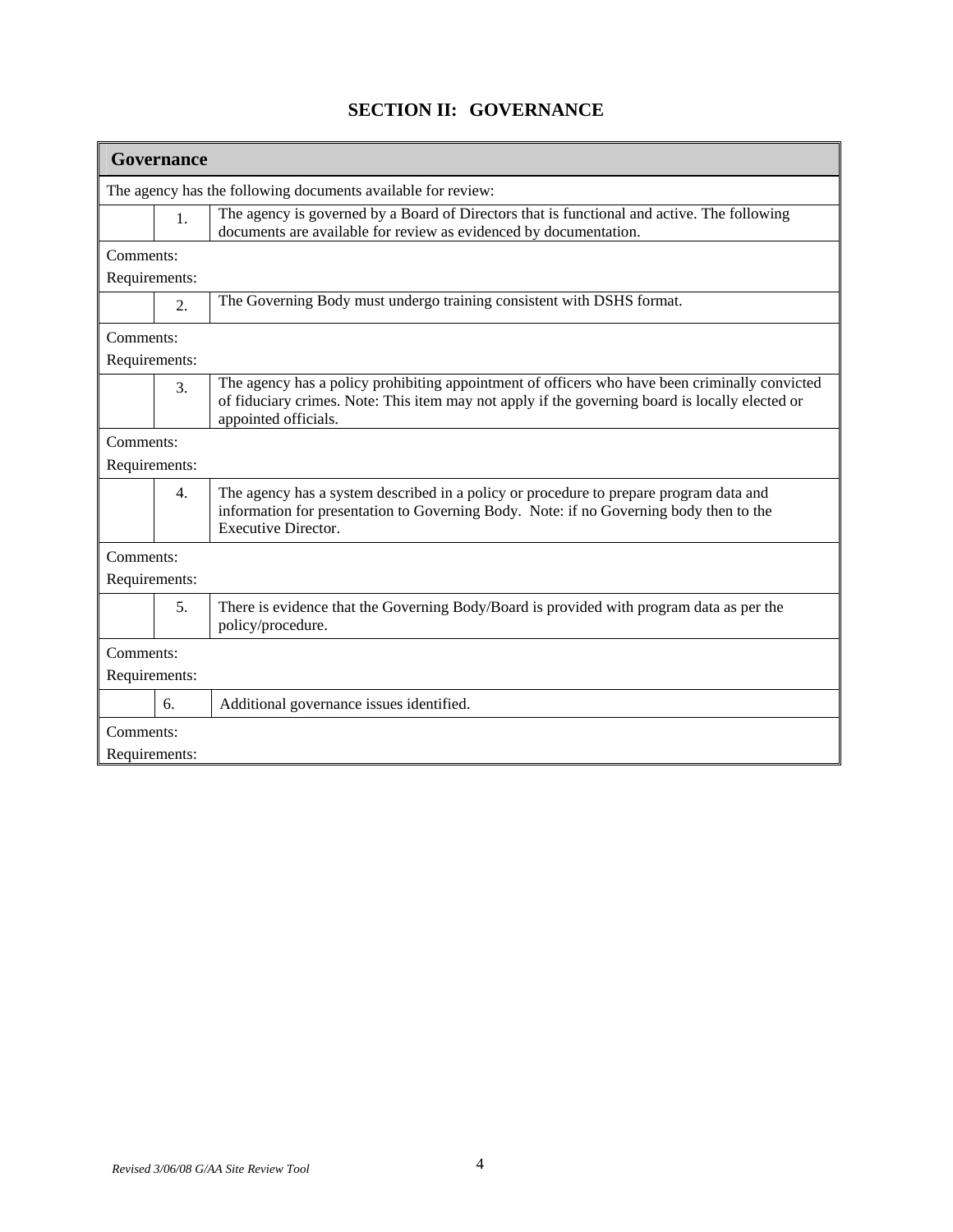# SECTION II: GOVERNANCE

| Governance | | |
|---|---|---|
| The agency has the following documents available for review: | | |
| | 1. | The agency is governed by a Board of Directors that is functional and active. The following documents are available for review as evidenced by documentation. |
| Comments:<br>Requirements: | | |
| | 2. | The Governing Body must undergo training consistent with DSHS format. |
| Comments:<br>Requirements: | | |
| | 3. | The agency has a policy prohibiting appointment of officers who have been criminally convicted of fiduciary crimes. Note: This item may not apply if the governing board is locally elected or appointed officials. |
| Comments:<br>Requirements: | | |
| | 4. | The agency has a system described in a policy or procedure to prepare program data and information for presentation to Governing Body. Note: if no Governing body then to the Executive Director. |
| Comments:<br>Requirements: | | |
| | 5. | There is evidence that the Governing Body/Board is provided with program data as per the policy/procedure. |
| Comments:<br>Requirements: | | |
| | 6. | Additional governance issues identified. |
| Comments:<br>Requirements: | | |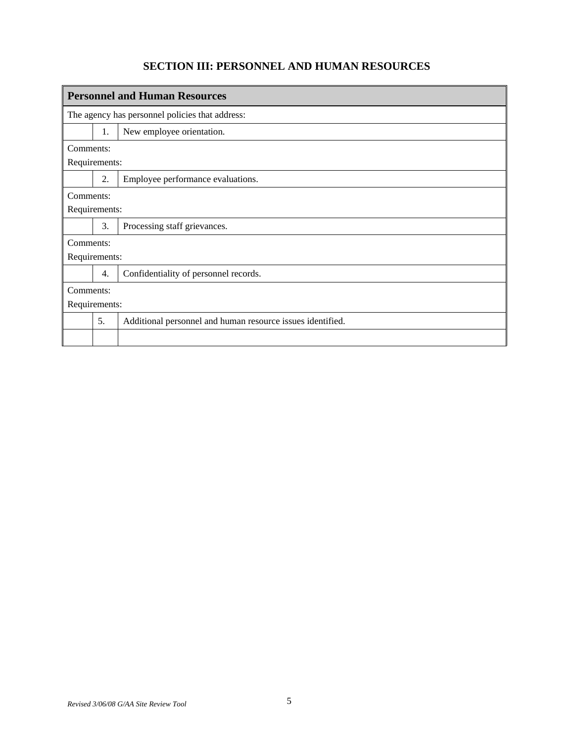# SECTION III: PERSONNEL AND HUMAN RESOURCES

| **Personnel and Human Resources** | | |
|---|---|---|
| The agency has personnel policies that address: | | |
| | 1. | New employee orientation. |
| Comments:<br>Requirements: | | |
| | 2. | Employee performance evaluations. |
| Comments:<br>Requirements: | | |
| | 3. | Processing staff grievances. |
| Comments:<br>Requirements: | | |
| | 4. | Confidentiality of personnel records. |
| Comments:<br>Requirements: | | |
| | 5. | Additional personnel and human resource issues identified. |
| | | |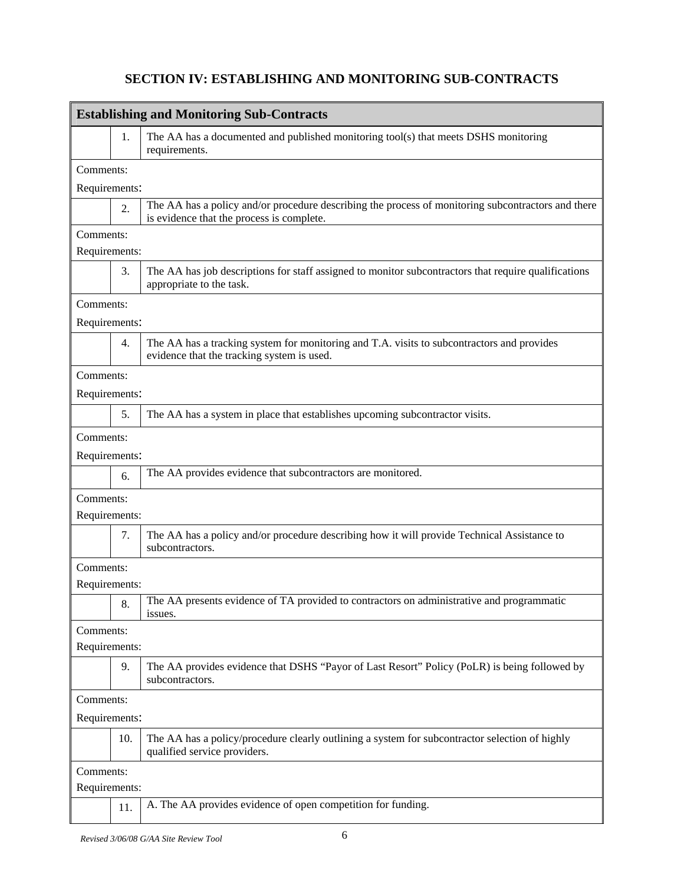## SECTION IV: ESTABLISHING AND MONITORING SUB-CONTRACTS

| Establishing and Monitoring Sub-Contracts | | |
|---|---|---|
| | 1. | The AA has a documented and published monitoring tool(s) that meets DSHS monitoring requirements. |
| Comments:<br>Requirements: | | |
| | 2. | The AA has a policy and/or procedure describing the process of monitoring subcontractors and there is evidence that the process is complete. |
| Comments:<br>Requirements: | | |
| | 3. | The AA has job descriptions for staff assigned to monitor subcontractors that require qualifications appropriate to the task. |
| Comments:<br>Requirements: | | |
| | 4. | The AA has a tracking system for monitoring and T.A. visits to subcontractors and provides evidence that the tracking system is used. |
| Comments:<br>Requirements: | | |
| | 5. | The AA has a system in place that establishes upcoming subcontractor visits. |
| Comments:<br>Requirements: | | |
| | 6. | The AA provides evidence that subcontractors are monitored. |
| Comments:<br>Requirements: | | |
| | 7. | The AA has a policy and/or procedure describing how it will provide Technical Assistance to subcontractors. |
| Comments:<br>Requirements: | | |
| | 8. | The AA presents evidence of TA provided to contractors on administrative and programmatic issues. |
| Comments:<br>Requirements: | | |
| | 9. | The AA provides evidence that DSHS "Payor of Last Resort" Policy (PoLR) is being followed by subcontractors. |
| Comments:<br>Requirements: | | |
| | 10. | The AA has a policy/procedure clearly outlining a system for subcontractor selection of highly qualified service providers. |
| Comments:<br>Requirements: | | |
| | 11. | A. The AA provides evidence of open competition for funding. |

*Revised 3/06/08 G/AA Site Review Tool*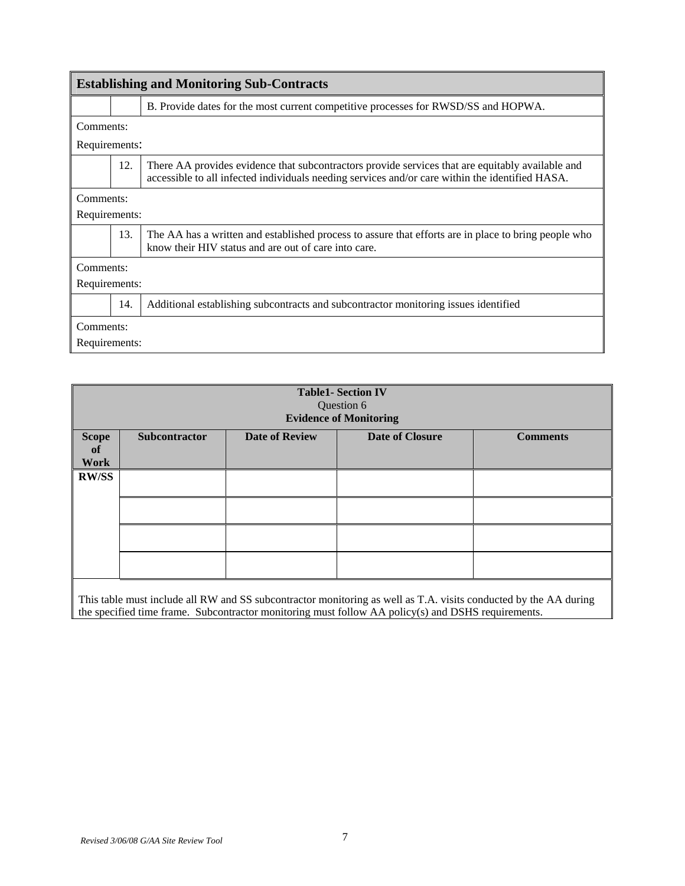| Establishing and Monitoring Sub-Contracts | | |
|---|---|---|
| | | B. Provide dates for the most current competitive processes for RWSD/SS and HOPWA. |
| Comments:<br>Requirements: | | |
| | 12. | There AA provides evidence that subcontractors provide services that are equitably available and accessible to all infected individuals needing services and/or care within the identified HASA. |
| Comments:<br>Requirements: | | |
| | 13. | The AA has a written and established process to assure that efforts are in place to bring people who know their HIV status and are out of care into care. |
| Comments:<br>Requirements: | | |
| | 14. | Additional establishing subcontracts and subcontractor monitoring issues identified |
| Comments:<br>Requirements: | | |

**Table1- Section IV**
Question 6
**Evidence of Monitoring**

| Scope of Work | Subcontractor | Date of Review | Date of Closure | Comments |
|---|---|---|---|---|
| **RW/SS** | | | | |
| | | | | |
| | | | | |
| | | | | |

This table must include all RW and SS subcontractor monitoring as well as T.A. visits conducted by the AA during the specified time frame. Subcontractor monitoring must follow AA policy(s) and DSHS requirements.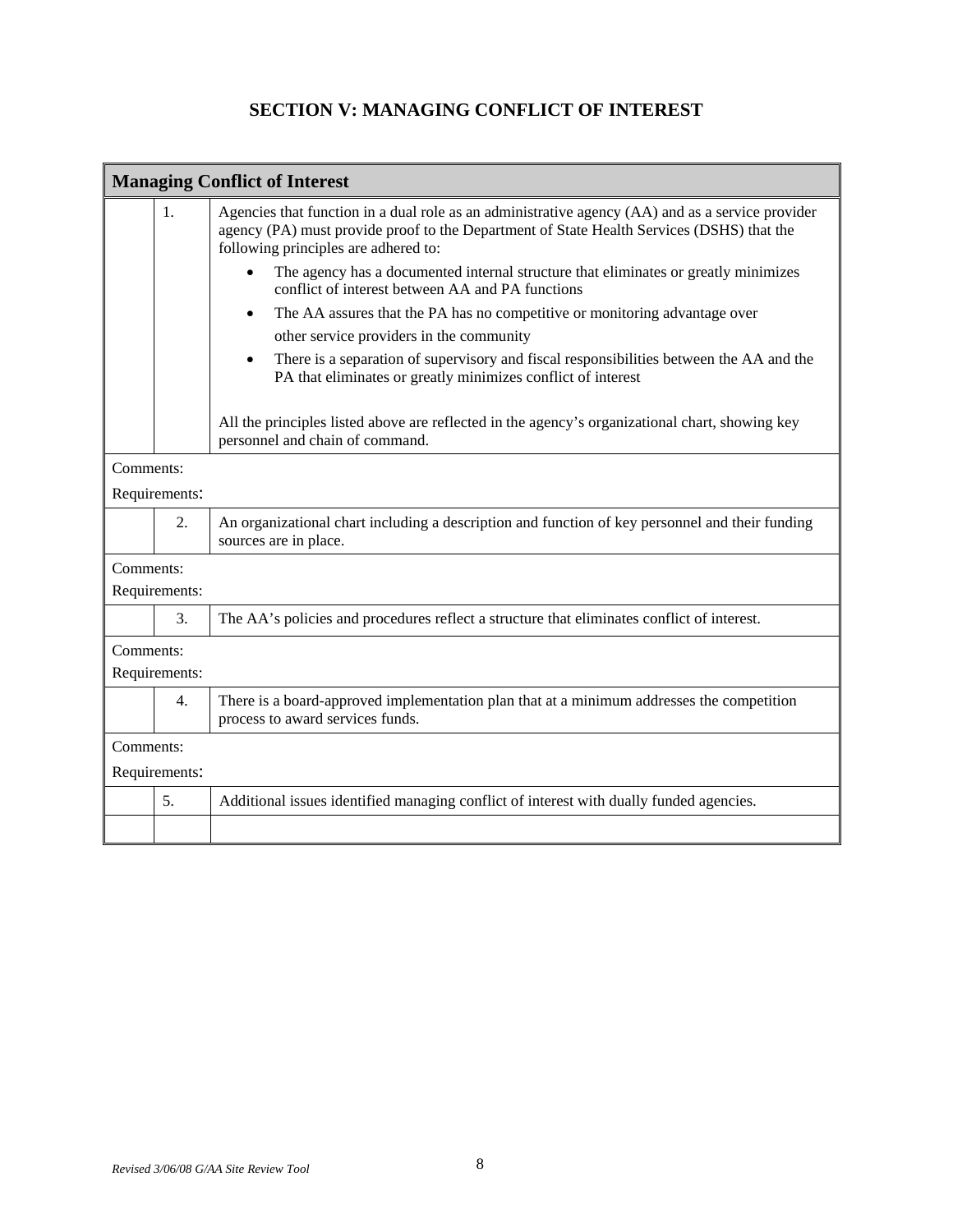# SECTION V: MANAGING CONFLICT OF INTEREST

| Managing Conflict of Interest | | |
|---|---|---|
| | 1. | Agencies that function in a dual role as an administrative agency (AA) and as a service provider agency (PA) must provide proof to the Department of State Health Services (DSHS) that the following principles are adhered to:<br>• The agency has a documented internal structure that eliminates or greatly minimizes conflict of interest between AA and PA functions<br>• The AA assures that the PA has no competitive or monitoring advantage over other service providers in the community<br>• There is a separation of supervisory and fiscal responsibilities between the AA and the PA that eliminates or greatly minimizes conflict of interest<br><br>All the principles listed above are reflected in the agency's organizational chart, showing key personnel and chain of command. |
| Comments:<br>Requirements: | | |
| | 2. | An organizational chart including a description and function of key personnel and their funding sources are in place. |
| Comments:<br>Requirements: | | |
| | 3. | The AA's policies and procedures reflect a structure that eliminates conflict of interest. |
| Comments:<br>Requirements: | | |
| | 4. | There is a board-approved implementation plan that at a minimum addresses the competition process to award services funds. |
| Comments:<br>Requirements: | | |
| | 5. | Additional issues identified managing conflict of interest with dually funded agencies. |
| | | |

*Revised 3/06/08 G/AA Site Review Tool*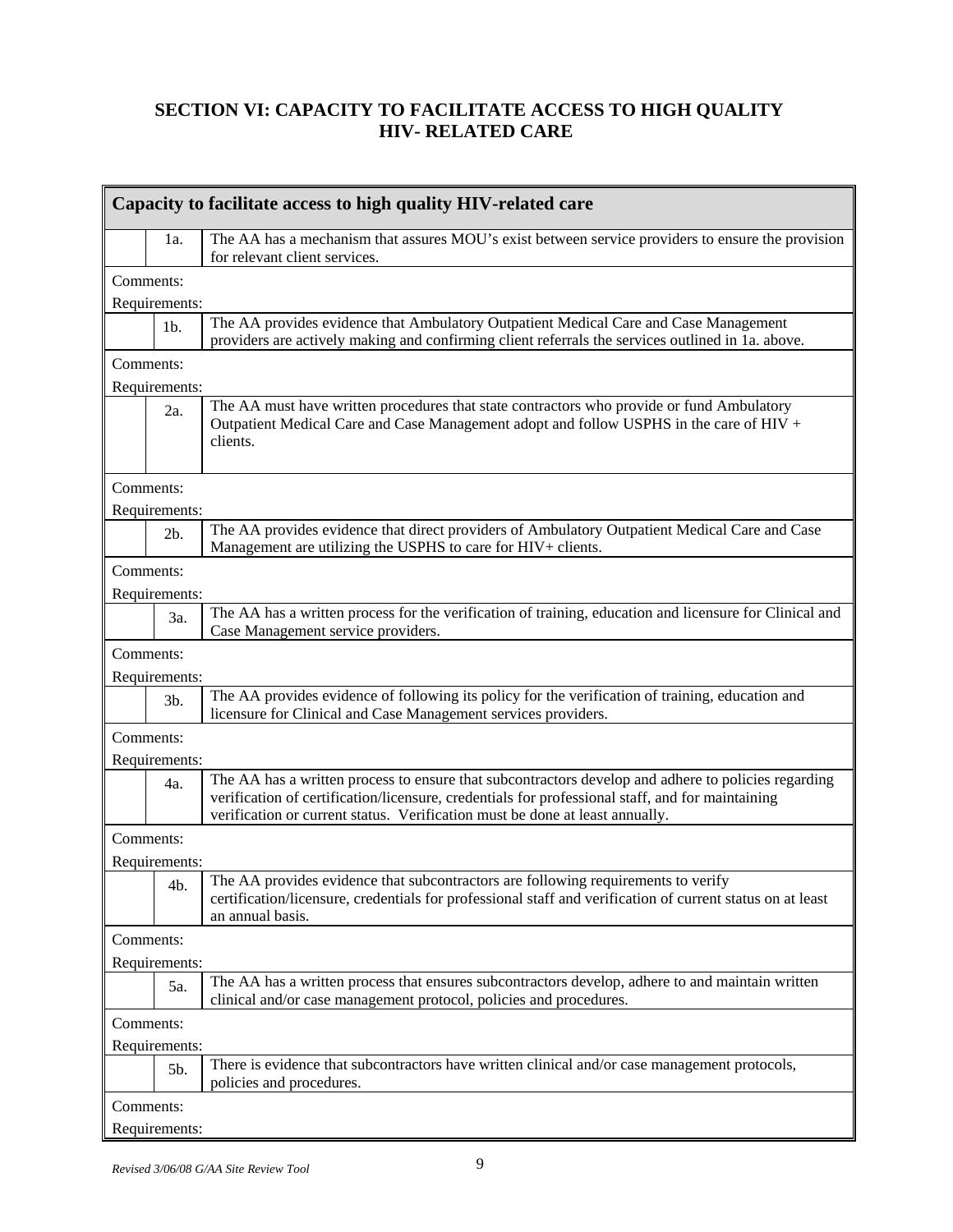## SECTION VI: CAPACITY TO FACILITATE ACCESS TO HIGH QUALITY HIV- RELATED CARE

| Capacity to facilitate access to high quality HIV-related care | | |
|---|---|---|
| | 1a. | The AA has a mechanism that assures MOU's exist between service providers to ensure the provision for relevant client services. |
| Comments: | | |
| Requirements: | | |
| | 1b. | The AA provides evidence that Ambulatory Outpatient Medical Care and Case Management providers are actively making and confirming client referrals the services outlined in 1a. above. |
| Comments: | | |
| Requirements: | | |
| | 2a. | The AA must have written procedures that state contractors who provide or fund Ambulatory Outpatient Medical Care and Case Management adopt and follow USPHS in the care of HIV + clients. |
| Comments: | | |
| Requirements: | | |
| | 2b. | The AA provides evidence that direct providers of Ambulatory Outpatient Medical Care and Case Management are utilizing the USPHS to care for HIV+ clients. |
| Comments: | | |
| Requirements: | | |
| | 3a. | The AA has a written process for the verification of training, education and licensure for Clinical and Case Management service providers. |
| Comments: | | |
| Requirements: | | |
| | 3b. | The AA provides evidence of following its policy for the verification of training, education and licensure for Clinical and Case Management services providers. |
| Comments: | | |
| Requirements: | | |
| | 4a. | The AA has a written process to ensure that subcontractors develop and adhere to policies regarding verification of certification/licensure, credentials for professional staff, and for maintaining verification or current status. Verification must be done at least annually. |
| Comments: | | |
| Requirements: | | |
| | 4b. | The AA provides evidence that subcontractors are following requirements to verify certification/licensure, credentials for professional staff and verification of current status on at least an annual basis. |
| Comments: | | |
| Requirements: | | |
| | 5a. | The AA has a written process that ensures subcontractors develop, adhere to and maintain written clinical and/or case management protocol, policies and procedures. |
| Comments: | | |
| Requirements: | | |
| | 5b. | There is evidence that subcontractors have written clinical and/or case management protocols, policies and procedures. |
| Comments: | | |
| Requirements: | | |

*Revised 3/06/08 G/AA Site Review Tool*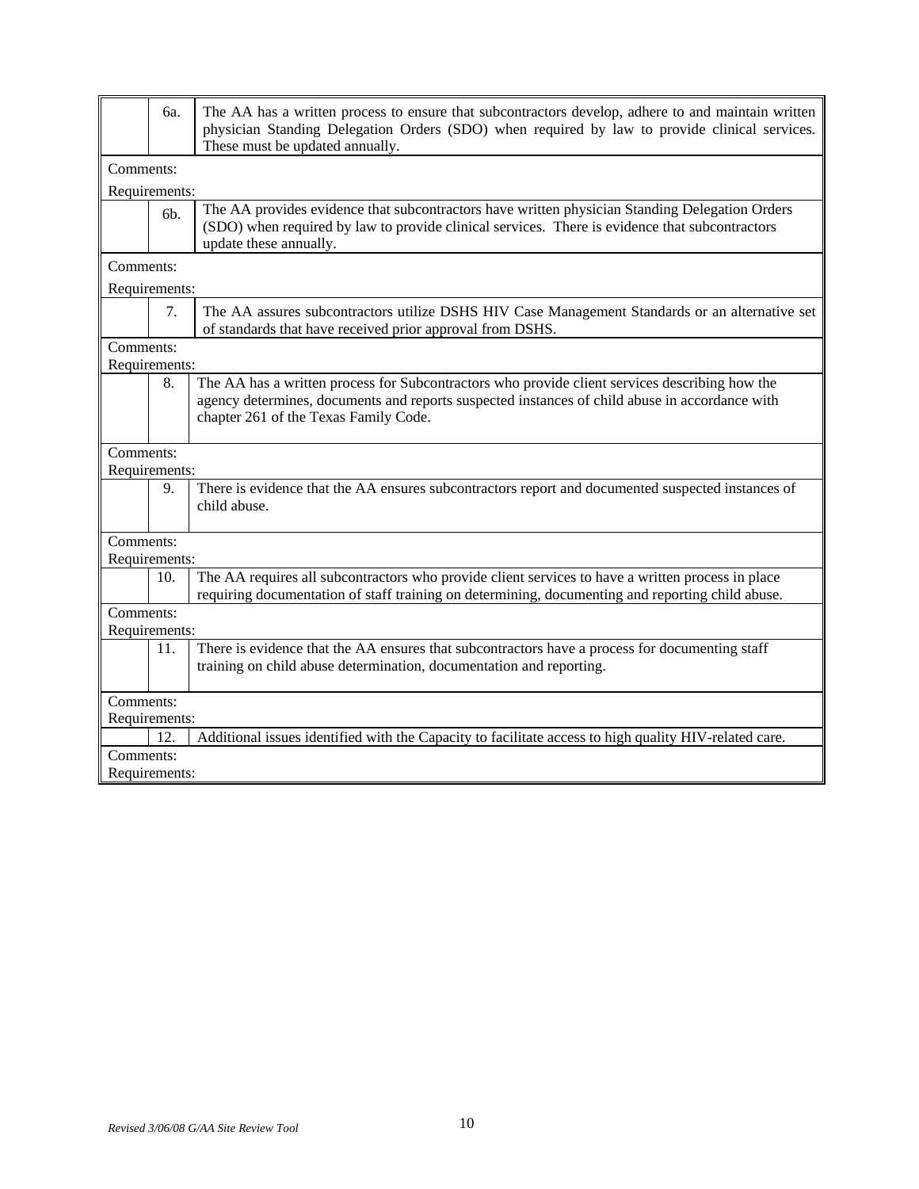| | | |
|---|---|---|
| | 6a. | The AA has a written process to ensure that subcontractors develop, adhere to and maintain written physician Standing Delegation Orders (SDO) when required by law to provide clinical services. These must be updated annually. |
| Comments: | | |
| Requirements: | | |
| | 6b. | The AA provides evidence that subcontractors have written physician Standing Delegation Orders (SDO) when required by law to provide clinical services. There is evidence that subcontractors update these annually. |
| Comments: | | |
| Requirements: | | |
| | 7. | The AA assures subcontractors utilize DSHS HIV Case Management Standards or an alternative set of standards that have received prior approval from DSHS. |
| Comments: | | |
| Requirements: | | |
| | 8. | The AA has a written process for Subcontractors who provide client services describing how the agency determines, documents and reports suspected instances of child abuse in accordance with chapter 261 of the Texas Family Code. |
| Comments: | | |
| Requirements: | | |
| | 9. | There is evidence that the AA ensures subcontractors report and documented suspected instances of child abuse. |
| Comments: | | |
| Requirements: | | |
| | 10. | The AA requires all subcontractors who provide client services to have a written process in place requiring documentation of staff training on determining, documenting and reporting child abuse. |
| Comments: | | |
| Requirements: | | |
| | 11. | There is evidence that the AA ensures that subcontractors have a process for documenting staff training on child abuse determination, documentation and reporting. |
| Comments: | | |
| Requirements: | | |
| | 12. | Additional issues identified with the Capacity to facilitate access to high quality HIV-related care. |
| Comments: | | |
| Requirements: | | |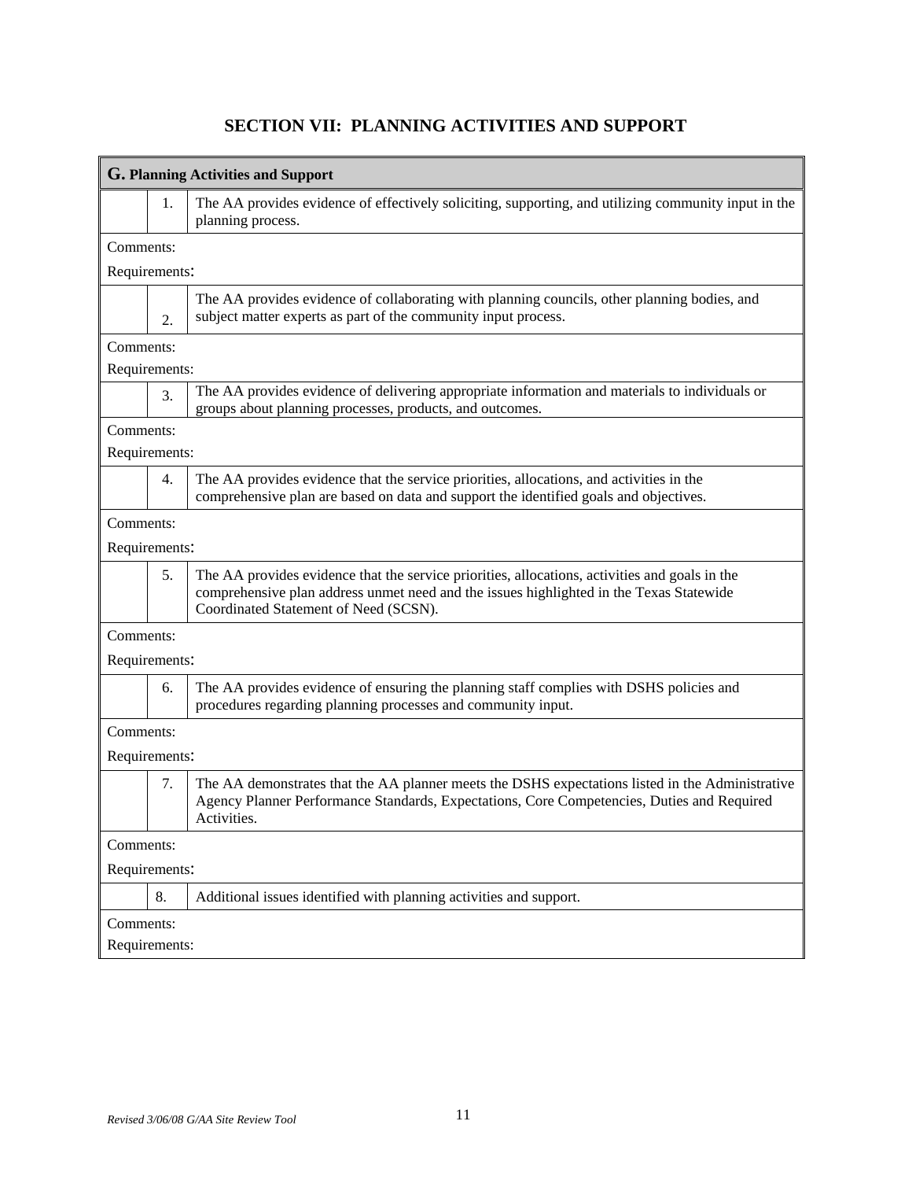# SECTION VII: PLANNING ACTIVITIES AND SUPPORT

| **G. Planning Activities and Support** | | |
|---|---|---|
| | 1. | The AA provides evidence of effectively soliciting, supporting, and utilizing community input in the planning process. |
| Comments: | | |
| Requirements: | | |
| | 2. | The AA provides evidence of collaborating with planning councils, other planning bodies, and subject matter experts as part of the community input process. |
| Comments: | | |
| Requirements: | | |
| | 3. | The AA provides evidence of delivering appropriate information and materials to individuals or groups about planning processes, products, and outcomes. |
| Comments: | | |
| Requirements: | | |
| | 4. | The AA provides evidence that the service priorities, allocations, and activities in the comprehensive plan are based on data and support the identified goals and objectives. |
| Comments: | | |
| Requirements: | | |
| | 5. | The AA provides evidence that the service priorities, allocations, activities and goals in the comprehensive plan address unmet need and the issues highlighted in the Texas Statewide Coordinated Statement of Need (SCSN). |
| Comments: | | |
| Requirements: | | |
| | 6. | The AA provides evidence of ensuring the planning staff complies with DSHS policies and procedures regarding planning processes and community input. |
| Comments: | | |
| Requirements: | | |
| | 7. | The AA demonstrates that the AA planner meets the DSHS expectations listed in the Administrative Agency Planner Performance Standards, Expectations, Core Competencies, Duties and Required Activities. |
| Comments: | | |
| Requirements: | | |
| | 8. | Additional issues identified with planning activities and support. |
| Comments: | | |
| Requirements: | | |

*Revised 3/06/08 G/AA Site Review Tool*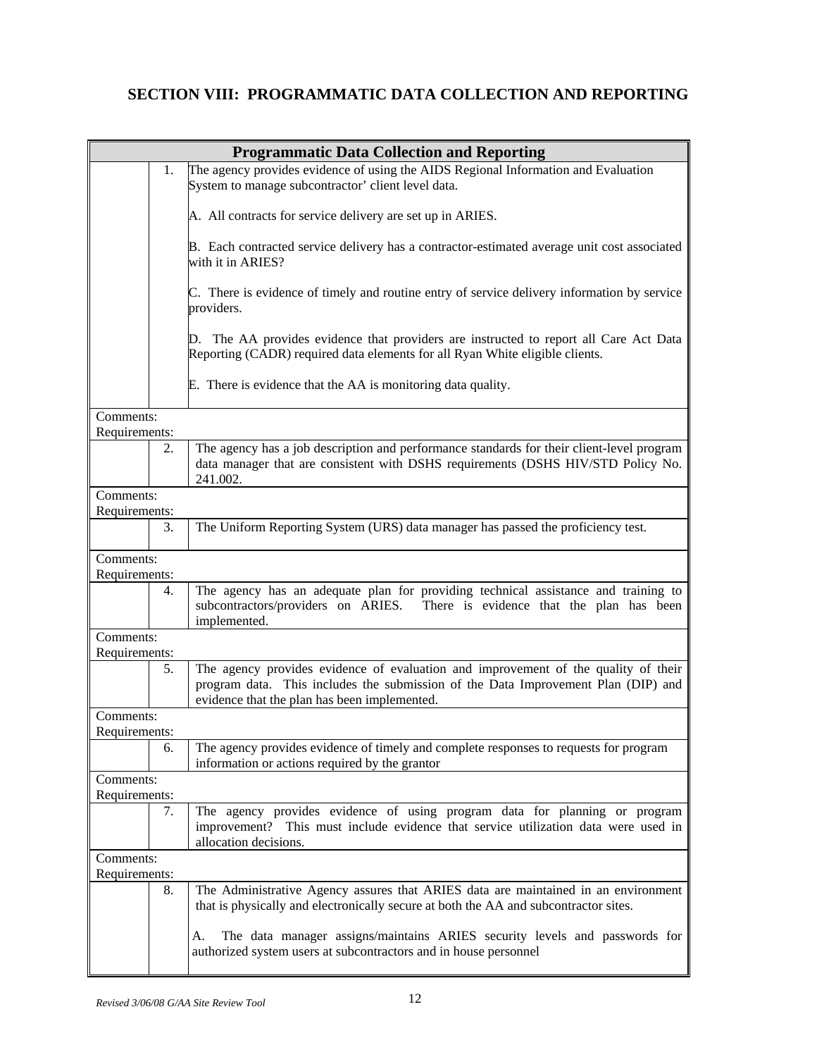## SECTION VIII: PROGRAMMATIC DATA COLLECTION AND REPORTING

| Programmatic Data Collection and Reporting | | |
|---|---|---|
| | 1. | The agency provides evidence of using the AIDS Regional Information and Evaluation System to manage subcontractor' client level data.<br><br>A. All contracts for service delivery are set up in ARIES.<br><br>B. Each contracted service delivery has a contractor-estimated average unit cost associated with it in ARIES?<br><br>C. There is evidence of timely and routine entry of service delivery information by service providers.<br><br>D. The AA provides evidence that providers are instructed to report all Care Act Data Reporting (CADR) required data elements for all Ryan White eligible clients.<br><br>E. There is evidence that the AA is monitoring data quality. |
| Comments:<br>Requirements: | | |
| | 2. | The agency has a job description and performance standards for their client-level program data manager that are consistent with DSHS requirements (DSHS HIV/STD Policy No. 241.002. |
| Comments:<br>Requirements: | | |
| | 3. | The Uniform Reporting System (URS) data manager has passed the proficiency test. |
| Comments:<br>Requirements: | | |
| | 4. | The agency has an adequate plan for providing technical assistance and training to subcontractors/providers on ARIES. There is evidence that the plan has been implemented. |
| Comments:<br>Requirements: | | |
| | 5. | The agency provides evidence of evaluation and improvement of the quality of their program data. This includes the submission of the Data Improvement Plan (DIP) and evidence that the plan has been implemented. |
| Comments:<br>Requirements: | | |
| | 6. | The agency provides evidence of timely and complete responses to requests for program information or actions required by the grantor |
| Comments:<br>Requirements: | | |
| | 7. | The agency provides evidence of using program data for planning or program improvement? This must include evidence that service utilization data were used in allocation decisions. |
| Comments:<br>Requirements: | | |
| | 8. | The Administrative Agency assures that ARIES data are maintained in an environment that is physically and electronically secure at both the AA and subcontractor sites.<br><br>A. The data manager assigns/maintains ARIES security levels and passwords for authorized system users at subcontractors and in house personnel |

*Revised 3/06/08 G/AA Site Review Tool*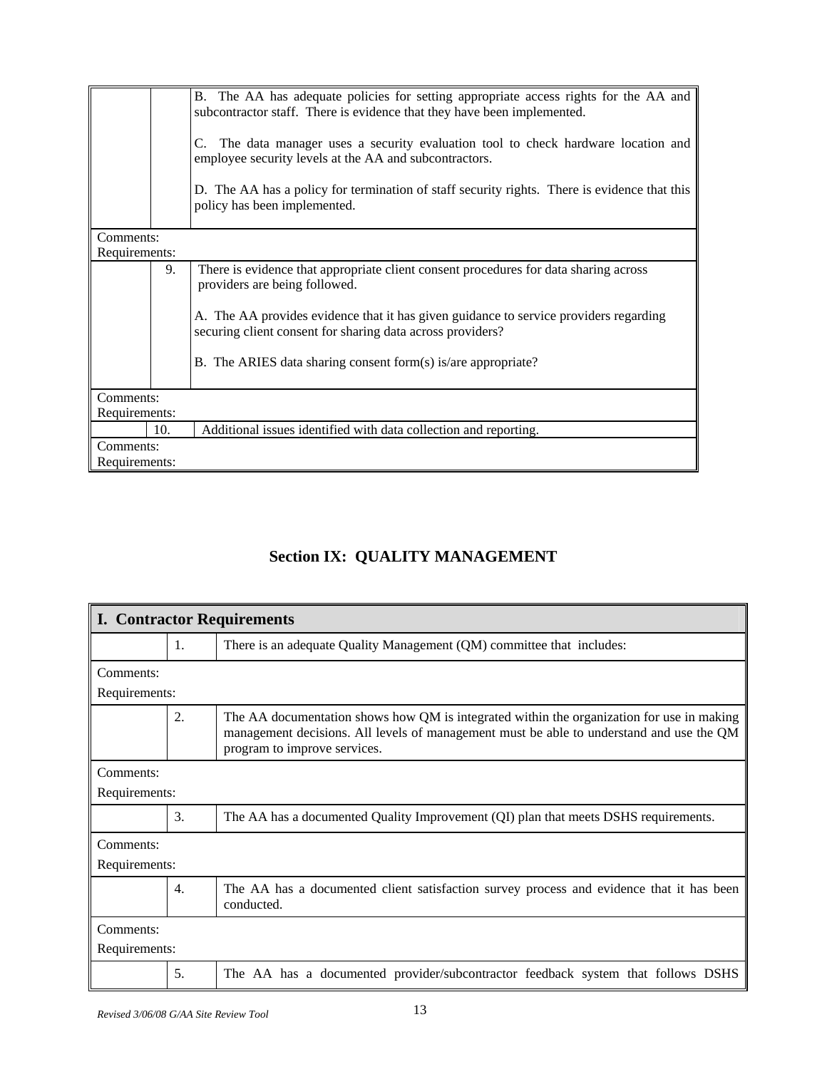| | | |
|---|---|---|
| | | B. The AA has adequate policies for setting appropriate access rights for the AA and subcontractor staff. There is evidence that they have been implemented.<br><br>C. The data manager uses a security evaluation tool to check hardware location and employee security levels at the AA and subcontractors.<br><br>D. The AA has a policy for termination of staff security rights. There is evidence that this policy has been implemented. |
| Comments:<br>Requirements: | | |
| | 9. | There is evidence that appropriate client consent procedures for data sharing across providers are being followed.<br><br>A. The AA provides evidence that it has given guidance to service providers regarding securing client consent for sharing data across providers?<br><br>B. The ARIES data sharing consent form(s) is/are appropriate? |
| Comments:<br>Requirements: | | |
| | 10. | Additional issues identified with data collection and reporting. |
| Comments:<br>Requirements: | | |

## Section IX: QUALITY MANAGEMENT

| **I. Contractor Requirements** | | |
|---|---|---|
| | 1. | There is an adequate Quality Management (QM) committee that includes: |
| Comments:<br>Requirements: | | |
| | 2. | The AA documentation shows how QM is integrated within the organization for use in making management decisions. All levels of management must be able to understand and use the QM program to improve services. |
| Comments:<br>Requirements: | | |
| | 3. | The AA has a documented Quality Improvement (QI) plan that meets DSHS requirements. |
| Comments:<br>Requirements: | | |
| | 4. | The AA has a documented client satisfaction survey process and evidence that it has been conducted. |
| Comments:<br>Requirements: | | |
| | 5. | The AA has a documented provider/subcontractor feedback system that follows DSHS |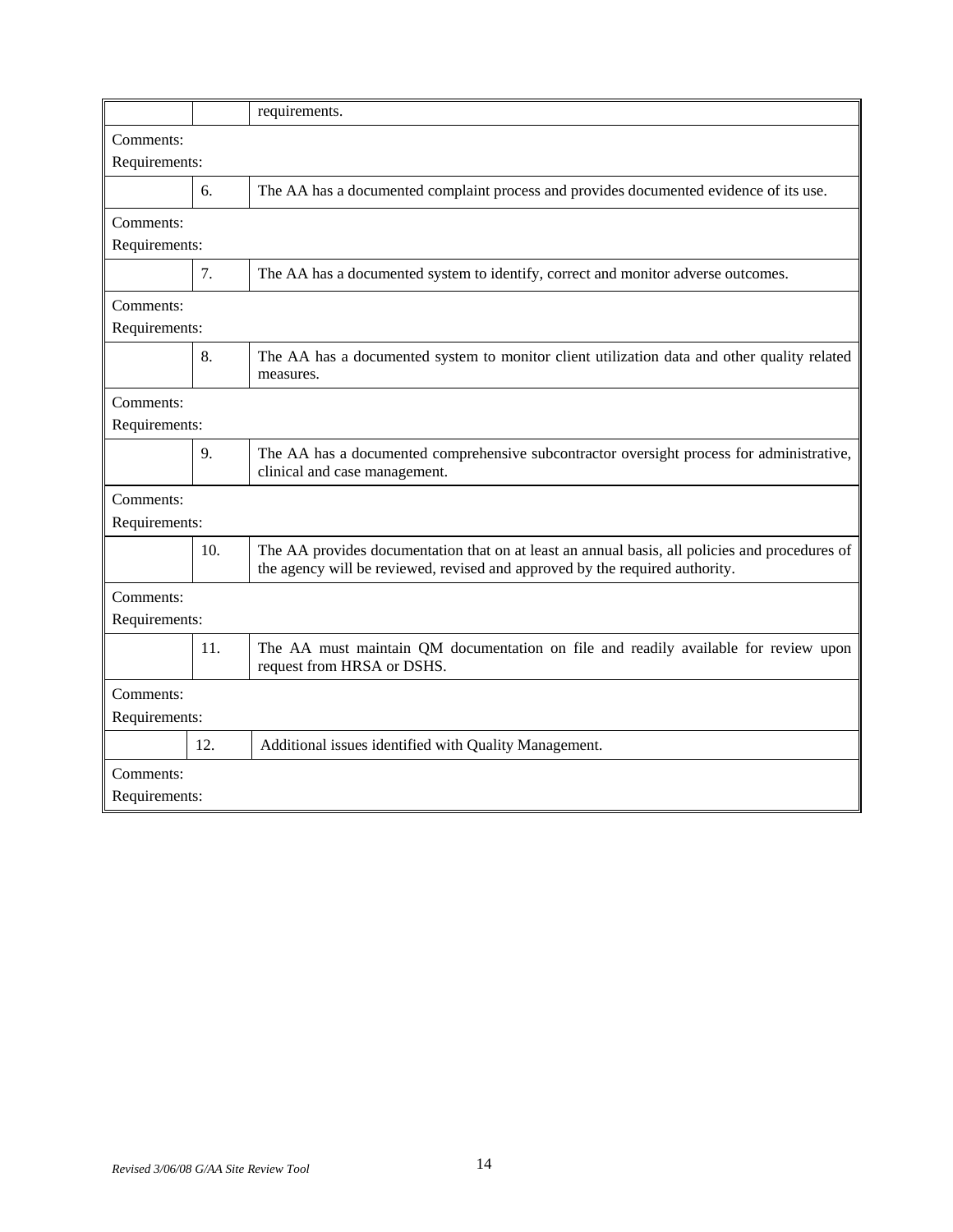| | | |
|---|---|---|
| | | requirements. |
| Comments:<br>Requirements: | | |
| | 6. | The AA has a documented complaint process and provides documented evidence of its use. |
| Comments:<br>Requirements: | | |
| | 7. | The AA has a documented system to identify, correct and monitor adverse outcomes. |
| Comments:<br>Requirements: | | |
| | 8. | The AA has a documented system to monitor client utilization data and other quality related measures. |
| Comments:<br>Requirements: | | |
| | 9. | The AA has a documented comprehensive subcontractor oversight process for administrative, clinical and case management. |
| Comments:<br>Requirements: | | |
| | 10. | The AA provides documentation that on at least an annual basis, all policies and procedures of the agency will be reviewed, revised and approved by the required authority. |
| Comments:<br>Requirements: | | |
| | 11. | The AA must maintain QM documentation on file and readily available for review upon request from HRSA or DSHS. |
| Comments:<br>Requirements: | | |
| | 12. | Additional issues identified with Quality Management. |
| Comments:<br>Requirements: | | |